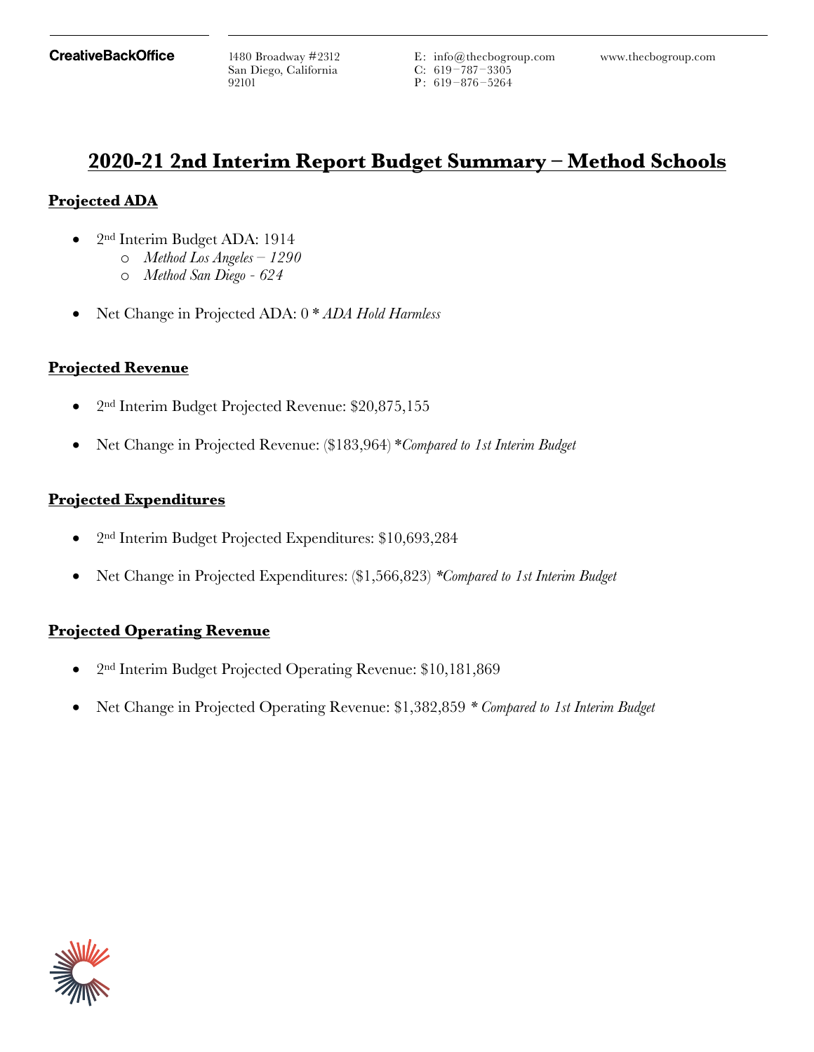CreativeBackOffice

1480 Broadway #2312
San Diego, California
92101

E: info@thecbogroup.com
C: 619-787-3305
P: 619-876-5264

www.thecbogroup.com

# 2020-21 2nd Interim Report Budget Summary – Method Schools

## Projected ADA

- 2nd Interim Budget ADA: 1914
  - *Method Los Angeles – 1290*
  - *Method San Diego - 624*

- Net Change in Projected ADA: 0 * *ADA Hold Harmless*

## Projected Revenue

- 2nd Interim Budget Projected Revenue: $20,875,155

- Net Change in Projected Revenue: ($183,964) **Compared to 1st Interim Budget*

## Projected Expenditures

- 2nd Interim Budget Projected Expenditures: $10,693,284

- Net Change in Projected Expenditures: ($1,566,823) **Compared to 1st Interim Budget*

## Projected Operating Revenue

- 2nd Interim Budget Projected Operating Revenue: $10,181,869

- Net Change in Projected Operating Revenue: $1,382,859 ** Compared to 1st Interim Budget*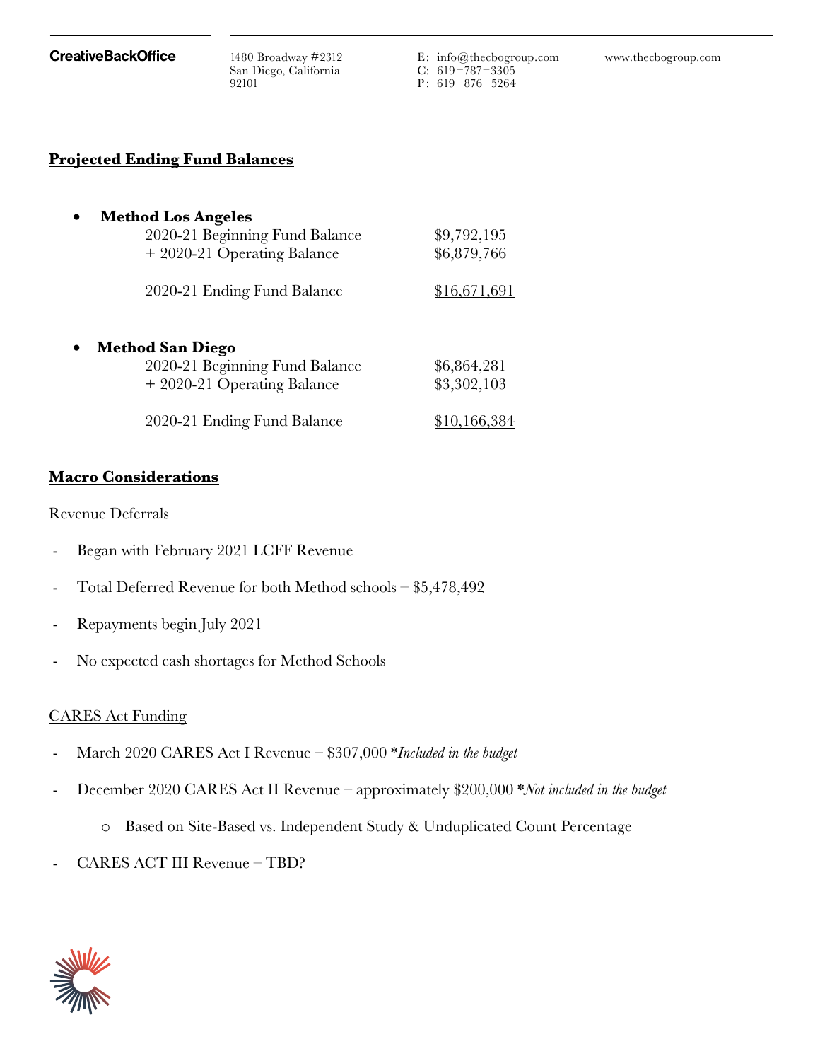## Projected Ending Fund Balances

- **Method Los Angeles**

| | |
|---|---|
| 2020-21 Beginning Fund Balance | $9,792,195 |
| + 2020-21 Operating Balance | $6,879,766 |
| 2020-21 Ending Fund Balance | $16,671,691 |

- **Method San Diego**

| | |
|---|---|
| 2020-21 Beginning Fund Balance | $6,864,281 |
| + 2020-21 Operating Balance | $3,302,103 |
| 2020-21 Ending Fund Balance | $10,166,384 |

## Macro Considerations

Revenue Deferrals

- Began with February 2021 LCFF Revenue
- Total Deferred Revenue for both Method schools – $5,478,492
- Repayments begin July 2021
- No expected cash shortages for Method Schools

CARES Act Funding

- March 2020 CARES Act I Revenue – $307,000 **Included in the budget*
- December 2020 CARES Act II Revenue – approximately $200,000 **Not included in the budget*
  - Based on Site-Based vs. Independent Study & Unduplicated Count Percentage
- CARES ACT III Revenue – TBD?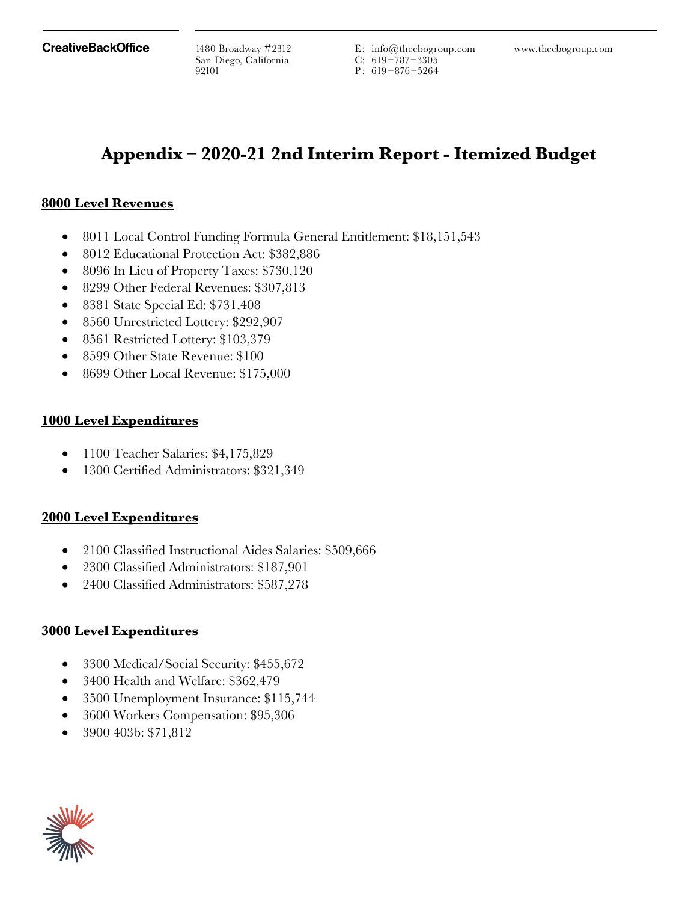# Appendix – 2020-21 2nd Interim Report - Itemized Budget

## 8000 Level Revenues

- 8011 Local Control Funding Formula General Entitlement: $18,151,543
- 8012 Educational Protection Act: $382,886
- 8096 In Lieu of Property Taxes: $730,120
- 8299 Other Federal Revenues: $307,813
- 8381 State Special Ed: $731,408
- 8560 Unrestricted Lottery: $292,907
- 8561 Restricted Lottery: $103,379
- 8599 Other State Revenue: $100
- 8699 Other Local Revenue: $175,000

## 1000 Level Expenditures

- 1100 Teacher Salaries: $4,175,829
- 1300 Certified Administrators: $321,349

## 2000 Level Expenditures

- 2100 Classified Instructional Aides Salaries: $509,666
- 2300 Classified Administrators: $187,901
- 2400 Classified Administrators: $587,278

## 3000 Level Expenditures

- 3300 Medical/Social Security: $455,672
- 3400 Health and Welfare: $362,479
- 3500 Unemployment Insurance: $115,744
- 3600 Workers Compensation: $95,306
- 3900 403b: $71,812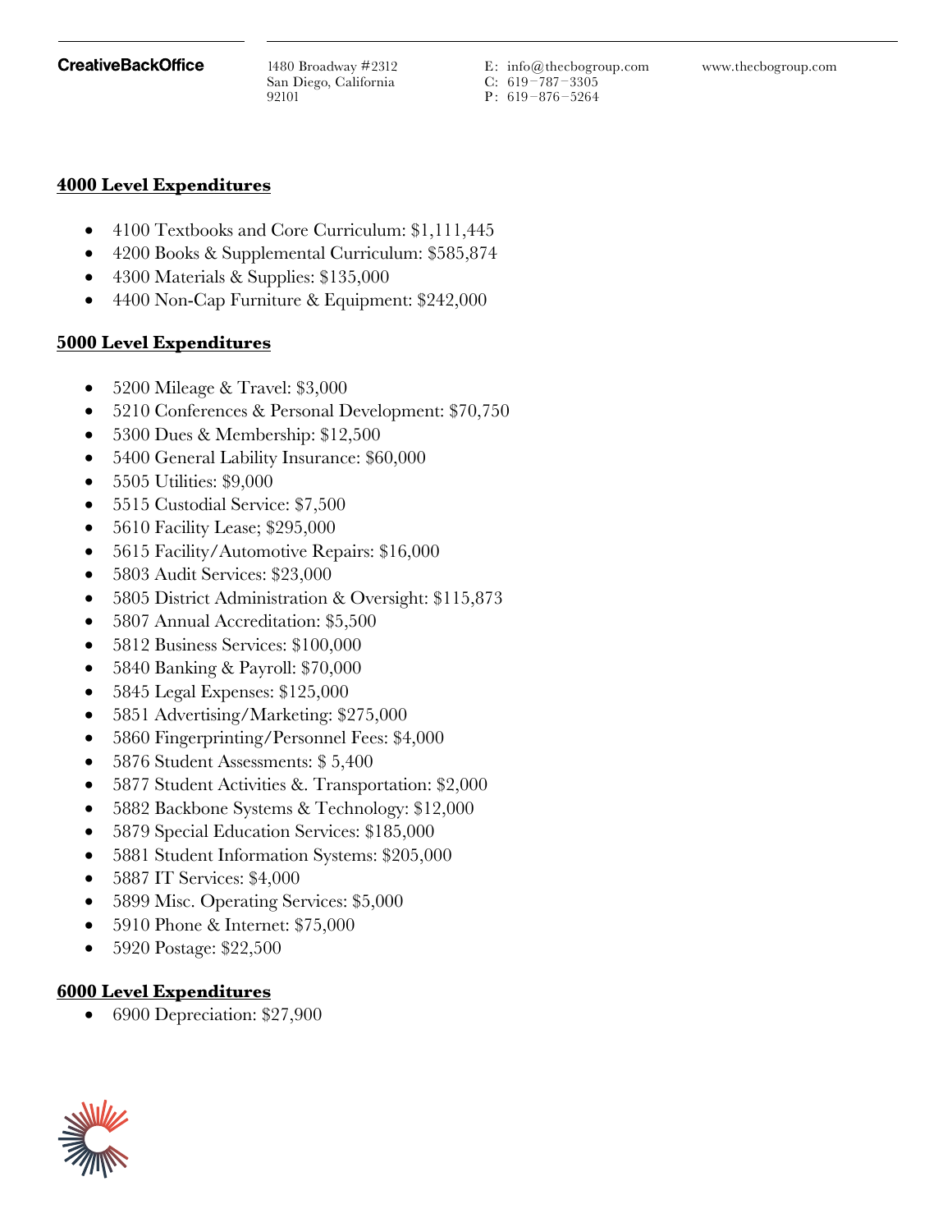## 4000 Level Expenditures

- 4100 Textbooks and Core Curriculum: $1,111,445
- 4200 Books & Supplemental Curriculum: $585,874
- 4300 Materials & Supplies: $135,000
- 4400 Non-Cap Furniture & Equipment: $242,000

## 5000 Level Expenditures

- 5200 Mileage & Travel: $3,000
- 5210 Conferences & Personal Development: $70,750
- 5300 Dues & Membership: $12,500
- 5400 General Lability Insurance: $60,000
- 5505 Utilities: $9,000
- 5515 Custodial Service: $7,500
- 5610 Facility Lease; $295,000
- 5615 Facility/Automotive Repairs: $16,000
- 5803 Audit Services: $23,000
- 5805 District Administration & Oversight: $115,873
- 5807 Annual Accreditation: $5,500
- 5812 Business Services: $100,000
- 5840 Banking & Payroll: $70,000
- 5845 Legal Expenses: $125,000
- 5851 Advertising/Marketing: $275,000
- 5860 Fingerprinting/Personnel Fees: $4,000
- 5876 Student Assessments: $ 5,400
- 5877 Student Activities &. Transportation: $2,000
- 5882 Backbone Systems & Technology: $12,000
- 5879 Special Education Services: $185,000
- 5881 Student Information Systems: $205,000
- 5887 IT Services: $4,000
- 5899 Misc. Operating Services: $5,000
- 5910 Phone & Internet: $75,000
- 5920 Postage: $22,500

## 6000 Level Expenditures

- 6900 Depreciation: $27,900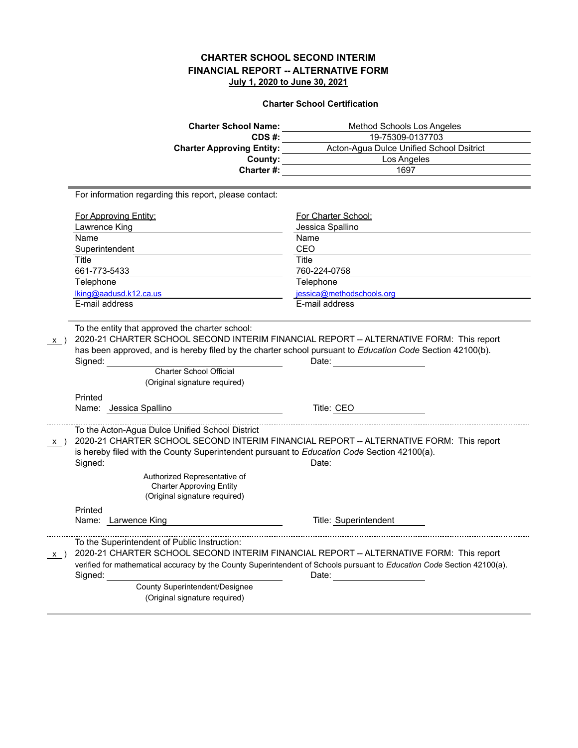# CHARTER SCHOOL SECOND INTERIM FINANCIAL REPORT -- ALTERNATIVE FORM

**July 1, 2020 to June 30, 2021**

### Charter School Certification

**Charter School Name:** Method Schools Los Angeles
**CDS #:** 19-75309-0137703
**Charter Approving Entity:** Acton-Agua Dulce Unified School Dsitrict
**County:** Los Angeles
**Charter #:** 1697

For information regarding this report, please contact:

| For Approving Entity: | For Charter School: |
|---|---|
| Lawrence King | Jessica Spallino |
| Name | Name |
| Superintendent | CEO |
| Title | Title |
| 661-773-5433 | 760-224-0758 |
| Telephone | Telephone |
| lking@aadusd.k12.ca.us | jessica@methodschools.org |
| E-mail address | E-mail address |

To the entity that approved the charter school:

x ) 2020-21 CHARTER SCHOOL SECOND INTERIM FINANCIAL REPORT -- ALTERNATIVE FORM: This report has been approved, and is hereby filed by the charter school pursuant to *Education Code* Section 42100(b).

Signed: ____________________ Date: ____________________

Charter School Official
(Original signature required)

Printed Name: Jessica Spallino Title: CEO

---

To the Acton-Agua Dulce Unified School District

x ) 2020-21 CHARTER SCHOOL SECOND INTERIM FINANCIAL REPORT -- ALTERNATIVE FORM: This report is hereby filed with the County Superintendent pursuant to *Education Code* Section 42100(a).

Signed: ____________________ Date: ____________________

Authorized Representative of
Charter Approving Entity
(Original signature required)

Printed Name: Larwence King Title: Superintendent

---

To the Superintendent of Public Instruction:

x ) 2020-21 CHARTER SCHOOL SECOND INTERIM FINANCIAL REPORT -- ALTERNATIVE FORM: This report verified for mathematical accuracy by the County Superintendent of Schools pursuant to *Education Code* Section 42100(a).

Signed: ____________________ Date: ____________________

County Superintendent/Designee
(Original signature required)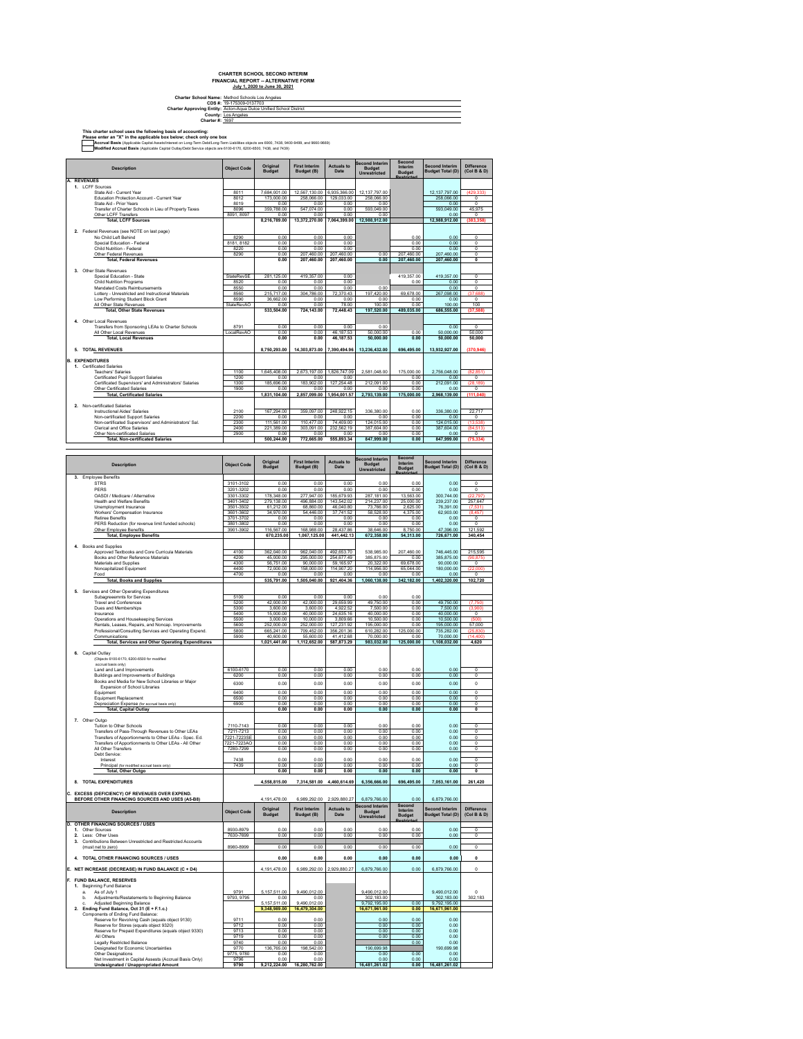# CHARTER SCHOOL SECOND INTERIM
## FINANCIAL REPORT -- ALTERNATIVE FORM
## July 1, 2020 to June 30, 2021

**Charter School Name:** Method Schools Los Angeles
**CDS #:** 19-175309-0137703
**Charter Approving Entity:** Acton-Agua Dulce Unified School District
**County:** Los Angeles
**Charter #:** 1697

This charter school uses the following basis of accounting:
Please enter an "X" in the applicable box below; check only one box

- [ ] **Accrual Basis** (Applicable Capital Assets/Interest on Long-Term Debt/Long-Term Liabilities objects are 6900, 7438, 9400-9499, and 9660-9669)
- [ ] **Modified Accrual Basis** (Applicable Capital Outlay/Debt Service objects are 6100-6170, 6200-6500, 7438, and 7439)

| Description | Object Code | Original Budget | First Interim Budget (B) | Actuals to Date | Second Interim Budget Unrestricted | Second Interim Budget Restricted | Second Interim Budget Total (D) | Difference (Col B & D) |
|---|---|---|---|---|---|---|---|---|
| **A. REVENUES** | | | | | | | | |
| 1. LCFF Sources | | | | | | | | |
| State Aid - Current Year | 8011 | 7,684,001.00 | 12,567,130.00 | 6,935,366.00 | 12,137,797.00 | | 12,137,797.00 | (429,333) |
| Education Protection Account - Current Year | 8012 | 173,000.00 | 258,066.00 | 129,033.00 | 258,066.00 | | 258,066.00 | 0 |
| State Aid - Prior Years | 8019 | 0.00 | 0.00 | 0.00 | 0.00 | | 0.00 | 0 |
| Transfer of Charter Schools in Lieu of Property Taxes | 8096 | 359,788.00 | 547,074.00 | 0.00 | 593,049.00 | | 593,049.00 | 45,975 |
| Other LCFF Transfers | 8091, 8097 | 0.00 | 0.00 | 0.00 | 0.00 | | 0.00 | 0 |
| **Total, LCFF Sources** | | 8,216,789.00 | 13,372,270.00 | 7,064,399.00 | 12,988,912.00 | | 12,988,912.00 | (383,358) |
| 2. Federal Revenues (see NOTE on last page) | | | | | | | | |
| No Child Left Behind | 8290 | 0.00 | 0.00 | 0.00 | | 0.00 | 0.00 | 0 |
| Special Education - Federal | 8181, 8182 | 0.00 | 0.00 | 0.00 | | 0.00 | 0.00 | 0 |
| Child Nutrition - Federal | 8220 | 0.00 | 0.00 | 0.00 | | 0.00 | 0.00 | 0 |
| Other Federal Revenues | 8290 | 0.00 | 207,460.00 | 207,460.00 | 0.00 | 207,460.00 | 207,460.00 | 0 |
| **Total, Federal Revenues** | | 0.00 | 207,460.00 | 207,460.00 | 0.00 | 207,460.00 | 207,460.00 | 0 |
| 3. Other State Revenues | | | | | | | | |
| Special Education - State | StateRevSE | 281,125.00 | 419,357.00 | 0.00 | | 419,357.00 | 419,357.00 | 0 |
| Child Nutrition Programs | 8520 | 0.00 | 0.00 | 0.00 | | 0.00 | 0.00 | 0 |
| Mandated Costs Reimbursements | 8550 | 0.00 | 0.00 | 0.00 | 0.00 | | 0.00 | 0 |
| Lottery - Unrestricted and Instructional Materials | 8560 | 215,717.00 | 304,786.00 | 72,370.43 | 197,420.00 | 69,678.00 | 267,098.00 | (37,688) |
| Low Performing Student Block Grant | 8590 | 36,662.00 | 0.00 | 0.00 | 0.00 | 0.00 | 0.00 | 0 |
| All Other State Revenues | StateRevAO | 0.00 | 0.00 | 78.00 | 100.00 | 0.00 | 100.00 | 100 |
| **Total, Other State Revenues** | | 533,504.00 | 724,143.00 | 72,448.43 | 197,520.00 | 489,035.00 | 686,555.00 | (37,588) |
| 4. Other Local Revenues | | | | | | | | |
| Transfers from Sponsoring LEAs to Charter Schools | 8791 | 0.00 | 0.00 | 0.00 | 0.00 | | 0.00 | 0 |
| All Other Local Revenues | LocalRevAO | 0.00 | 0.00 | 46,187.53 | 50,000.00 | 0.00 | 50,000.00 | 50,000 |
| **Total, Local Revenues** | | 0.00 | 0.00 | 46,187.53 | 50,000.00 | 0.00 | 50,000.00 | 50,000 |
| **5. TOTAL REVENUES** | | 8,750,293.00 | 14,303,873.00 | 7,390,494.96 | 13,236,432.00 | 696,495.00 | 13,932,927.00 | (370,946) |
| **B. EXPENDITURES** | | | | | | | | |
| 1. Certificated Salaries | | | | | | | | |
| Teachers' Salaries | 1100 | 1,645,408.00 | 2,673,197.00 | 1,826,747.09 | 2,581,048.00 | 175,000.00 | 2,756,048.00 | (82,851) |
| Certificated Pupil Support Salaries | 1200 | 0.00 | 0.00 | 0.00 | 0.00 | 0.00 | 0.00 | 0 |
| Certificated Supervisors' and Administrators' Salaries | 1300 | 185,696.00 | 183,902.00 | 127,254.48 | 212,091.00 | 0.00 | 212,091.00 | (28,189) |
| Other Certificated Salaries | 1900 | 0.00 | 0.00 | 0.00 | 0.00 | 0.00 | 0.00 | 0 |
| **Total, Certificated Salaries** | | 1,831,104.00 | 2,857,099.00 | 1,954,001.57 | 2,793,139.00 | 175,000.00 | 2,968,139.00 | (111,040) |
| 2. Non-certificated Salaries | | | | | | | | |
| Instructional Aides' Salaries | 2100 | 167,294.00 | 359,097.00 | 248,922.15 | 336,380.00 | 0.00 | 336,380.00 | 22,717 |
| Non-certificated Support Salaries | 2200 | 0.00 | 0.00 | 0.00 | 0.00 | 0.00 | 0.00 | 0 |
| Non-certificated Supervisors' and Administrators' Sal. | 2300 | 111,561.00 | 110,477.00 | 74,409.00 | 124,015.00 | 0.00 | 124,015.00 | (13,538) |
| Clerical and Office Salaries | 2400 | 221,389.00 | 303,091.00 | 232,562.19 | 387,604.00 | 0.00 | 387,604.00 | (84,513) |
| Other Non-certificated Salaries | 2900 | 0.00 | 0.00 | 0.00 | 0.00 | 0.00 | 0.00 | 0 |
| **Total, Non-certificated Salaries** | | 500,244.00 | 772,665.00 | 555,893.34 | 847,999.00 | 0.00 | 847,999.00 | (75,334) |
| 3. Employee Benefits | | | | | | | | |
| STRS | 3101-3102 | 0.00 | 0.00 | 0.00 | 0.00 | 0.00 | 0.00 | 0 |
| PERS | 3201-3202 | 0.00 | 0.00 | 0.00 | 0.00 | 0.00 | 0.00 | 0 |
| OASDI / Medicare / Alternative | 3301-3302 | 178,348.00 | 277,947.00 | 185,679.93 | 287,181.00 | 13,563.00 | 300,744.00 | (22,797) |
| Health and Welfare Benefits | 3401-3402 | 279,138.00 | 496,884.00 | 143,542.02 | 214,237.00 | 25,000.00 | 239,237.00 | 257,647 |
| Unemployment Insurance | 3501-3502 | 61,212.00 | 68,860.00 | 46,040.80 | 73,766.00 | 2,625.00 | 76,391.00 | (7,531) |
| Workers' Compensation Insurance | 3601-3602 | 34,970.00 | 54,446.00 | 37,741.52 | 58,528.00 | 4,375.00 | 62,903.00 | (8,457) |
| Retiree Benefits | 3701-3702 | 0.00 | 0.00 | 0.00 | 0.00 | 0.00 | 0.00 | 0 |
| PERS Reduction (for revenue limit funded schools) | 3801-3802 | 0.00 | 0.00 | 0.00 | 0.00 | 0.00 | 0.00 | 0 |
| Other Employee Benefits | 3901-3902 | 116,567.00 | 168,988.00 | 28,437.86 | 38,646.00 | 8,750.00 | 47,396.00 | 121,592 |
| **Total, Employee Benefits** | | 670,235.00 | 1,067,125.00 | 441,442.13 | 672,358.00 | 54,313.00 | 726,671.00 | 340,454 |
| 4. Books and Supplies | | | | | | | | |
| Approved Textbooks and Core Curricula Materials | 4100 | 362,040.00 | 962,040.00 | 492,653.70 | 538,985.00 | 207,460.00 | 746,445.00 | 215,595 |
| Books and Other Reference Materials | 4200 | 45,000.00 | 295,000.00 | 254,677.49 | 385,875.00 | 0.00 | 385,875.00 | (90,875) |
| Materials and Supplies | 4300 | 56,751.00 | 90,000.00 | 59,165.97 | 20,322.00 | 69,678.00 | 90,000.00 | 0 |
| Noncapitalized Equipment | 4400 | 72,000.00 | 158,000.00 | 114,907.20 | 114,956.00 | 65,044.00 | 180,000.00 | (22,000) |
| Food | 4700 | 0.00 | 0.00 | 0.00 | 0.00 | 0.00 | 0.00 | 0 |
| **Total, Books and Supplies** | | 535,791.00 | 1,505,040.00 | 921,404.36 | 1,060,138.00 | 342,182.00 | 1,402,320.00 | 102,720 |
| 5. Services and Other Operating Expenditures | | | | | | | | |
| Subagreeemnts for Services | 5100 | 0.00 | 0.00 | 0.00 | 0.00 | 0.00 | | |
| Travel and Conferences | 5200 | 42,000.00 | 42,000.00 | 29,659.99 | 49,750.00 | 0.00 | 49,750.00 | (7,750) |
| Dues and Memberships | 5300 | 3,600.00 | 3,600.00 | 4,922.52 | 7,500.00 | 0.00 | 7,500.00 | (3,900) |
| Insurance | 5400 | 15,000.00 | 40,000.00 | 24,635.16 | 40,000.00 | 0.00 | 40,000.00 | 0 |
| Operations and Housekeeping Services | 5500 | 3,000.00 | 10,000.00 | 3,809.86 | 10,500.00 | 0.00 | 10,500.00 | (500) |
| Rentals, Leases, Repairs, and Noncap. Improvements | 5600 | 252,000.00 | 252,000.00 | 127,231.92 | 195,000.00 | 0.00 | 195,000.00 | 57,000 |
| Professional/Consulting Services and Operating Expend. | 5800 | 665,241.00 | 709,452.00 | 356,201.36 | 610,282.00 | 125,000.00 | 735,282.00 | (25,830) |
| Communications | 5900 | 40,600.00 | 55,600.00 | 41,412.68 | 70,000.00 | 0.00 | 70,000.00 | (14,400) |
| **Total, Services and Other Operating Expenditures** | | 1,021,441.00 | 1,112,652.00 | 587,873.29 | 983,032.00 | 125,000.00 | 1,108,032.00 | 4,620 |
| 6. Capital Outlay (Objects 6100-6170, 6200-6500 for modified accrual basis only) | | | | | | | | |
| Land and Land Improvements | 6100-6170 | 0.00 | 0.00 | 0.00 | 0.00 | 0.00 | 0.00 | 0 |
| Buildings and Improvements of Buildings | 6200 | 0.00 | 0.00 | 0.00 | 0.00 | 0.00 | 0.00 | 0 |
| Books and Media for New School Libraries or Major Expansion of School Libraries | 6300 | 0.00 | 0.00 | 0.00 | 0.00 | 0.00 | 0.00 | 0 |
| Equipment | 6400 | 0.00 | 0.00 | 0.00 | 0.00 | 0.00 | 0.00 | 0 |
| Equipment Replacement | 6500 | 0.00 | 0.00 | 0.00 | 0.00 | 0.00 | 0.00 | 0 |
| Depreciation Expense (for accrual basis only) | 6900 | 0.00 | 0.00 | 0.00 | 0.00 | 0.00 | 0.00 | 0 |
| **Total, Capital Outlay** | | 0.00 | 0.00 | 0.00 | 0.00 | 0.00 | 0.00 | 0 |
| 7. Other Outgo | | | | | | | | |
| Tuition to Other Schools | 7110-7143 | 0.00 | 0.00 | 0.00 | 0.00 | 0.00 | 0.00 | 0 |
| Transfers of Pass-Through Revenues to Other LEAs | 7211-7213 | 0.00 | 0.00 | 0.00 | 0.00 | 0.00 | 0.00 | 0 |
| Transfers of Apportionments to Other LEAs - Spec. Ed. | 7221-7223SE | 0.00 | 0.00 | 0.00 | 0.00 | 0.00 | 0.00 | 0 |
| Transfers of Apportionments to Other LEAs - All Other | 7221-7223AO | 0.00 | 0.00 | 0.00 | 0.00 | 0.00 | 0.00 | 0 |
| All Other Transfers | 7280-7299 | 0.00 | 0.00 | 0.00 | 0.00 | 0.00 | 0.00 | 0 |
| Debt Service: | | | | | | | | |
| Interest | 7438 | 0.00 | 0.00 | 0.00 | 0.00 | 0.00 | 0.00 | 0 |
| Principal (for modified accrual basis only) | 7439 | 0.00 | 0.00 | 0.00 | 0.00 | 0.00 | 0.00 | 0 |
| **Total, Other Outgo** | | 0.00 | 0.00 | 0.00 | 0.00 | 0.00 | 0.00 | 0 |
| **8. TOTAL EXPENDITURES** | | 4,558,815.00 | 7,314,581.00 | 4,460,614.69 | 6,356,666.00 | 696,495.00 | 7,053,161.00 | 261,420 |
| **C. EXCESS (DEFICIENCY) OF REVENUES OVER EXPEND. BEFORE OTHER FINANCING SOURCES AND USES (A5-B8)** | | 4,191,478.00 | 6,989,292.00 | 2,929,880.27 | 6,879,766.00 | 0.00 | 6,879,766.00 | |
| **D. OTHER FINANCING SOURCES / USES** | | | | | | | | |
| 1. Other Sources | 8930-8979 | 0.00 | 0.00 | 0.00 | 0.00 | 0.00 | 0.00 | 0 |
| 2. Less: Other Uses | 7630-7699 | 0.00 | 0.00 | 0.00 | 0.00 | 0.00 | 0.00 | 0 |
| 3. Contributions Between Unrestricted and Restricted Accounts (must net to zero) | 8980-8999 | 0.00 | 0.00 | 0.00 | 0.00 | 0.00 | 0.00 | 0 |
| **4. TOTAL OTHER FINANCING SOURCES / USES** | | 0.00 | 0.00 | 0.00 | 0.00 | 0.00 | 0.00 | 0 |
| **E. NET INCREASE (DECREASE) IN FUND BALANCE (C + D4)** | | 4,191,478.00 | 6,989,292.00 | 2,929,880.27 | 6,879,766.00 | 0.00 | 6,879,766.00 | 0 |
| **F. FUND BALANCE, RESERVES** | | | | | | | | |
| 1. Beginning Fund Balance | | | | | | | | |
| a. As of July 1 | 9791 | 5,157,511.00 | 9,490,012.00 | | 9,490,012.00 | | 9,490,012.00 | 0 |
| b. Adjustments/Restatements to Beginning Balance | 9793, 9795 | 0.00 | 0.00 | | 302,183.00 | | 302,183.00 | 302,183 |
| c. Adjusted Beginning Balance | | 5,157,511.00 | 9,490,012.00 | | 9,792,195.00 | 0.00 | 9,792,195.00 | |
| 2. Ending Fund Balance, Oct 31 (E + F.1.c.) | | 9,348,989.00 | 16,479,304.00 | | 16,671,961.00 | 0.00 | 16,671,961.00 | |
| Components of Ending Fund Balance: | | | | | | | | |
| Reserve for Revolving Cash (equals object 9130) | 9711 | 0.00 | 0.00 | | 0.00 | 0.00 | 0.00 | |
| Reserve for Stores (equals object 9320) | 9712 | 0.00 | 0.00 | | 0.00 | 0.00 | 0.00 | |
| Reserve for Prepaid Expenditures (equals object 9330) | 9713 | 0.00 | 0.00 | | 0.00 | 0.00 | 0.00 | |
| All Others | 9719 | 0.00 | 0.00 | | 0.00 | 0.00 | 0.00 | |
| Legally Restricted Balance | 9740 | 0.00 | 0.00 | | | 0.00 | 0.00 | |
| Designated for Economic Uncertainties | 9770 | 136,765.00 | 198,542.00 | | 190,699.98 | | 190,699.98 | |
| Other Designations | 9775, 9780 | 0.00 | 0.00 | | 0.00 | 0.00 | 0.00 | |
| Net Investment in Capital Assests (Accrual Basis Only) | 9796 | 0.00 | 0.00 | | 0.00 | 0.00 | 0.00 | |
| **Undesignated / Unappropriated Amount** | 9790 | 9,212,224.00 | 16,280,762.00 | | 16,481,261.02 | 0.00 | 16,481,261.02 | |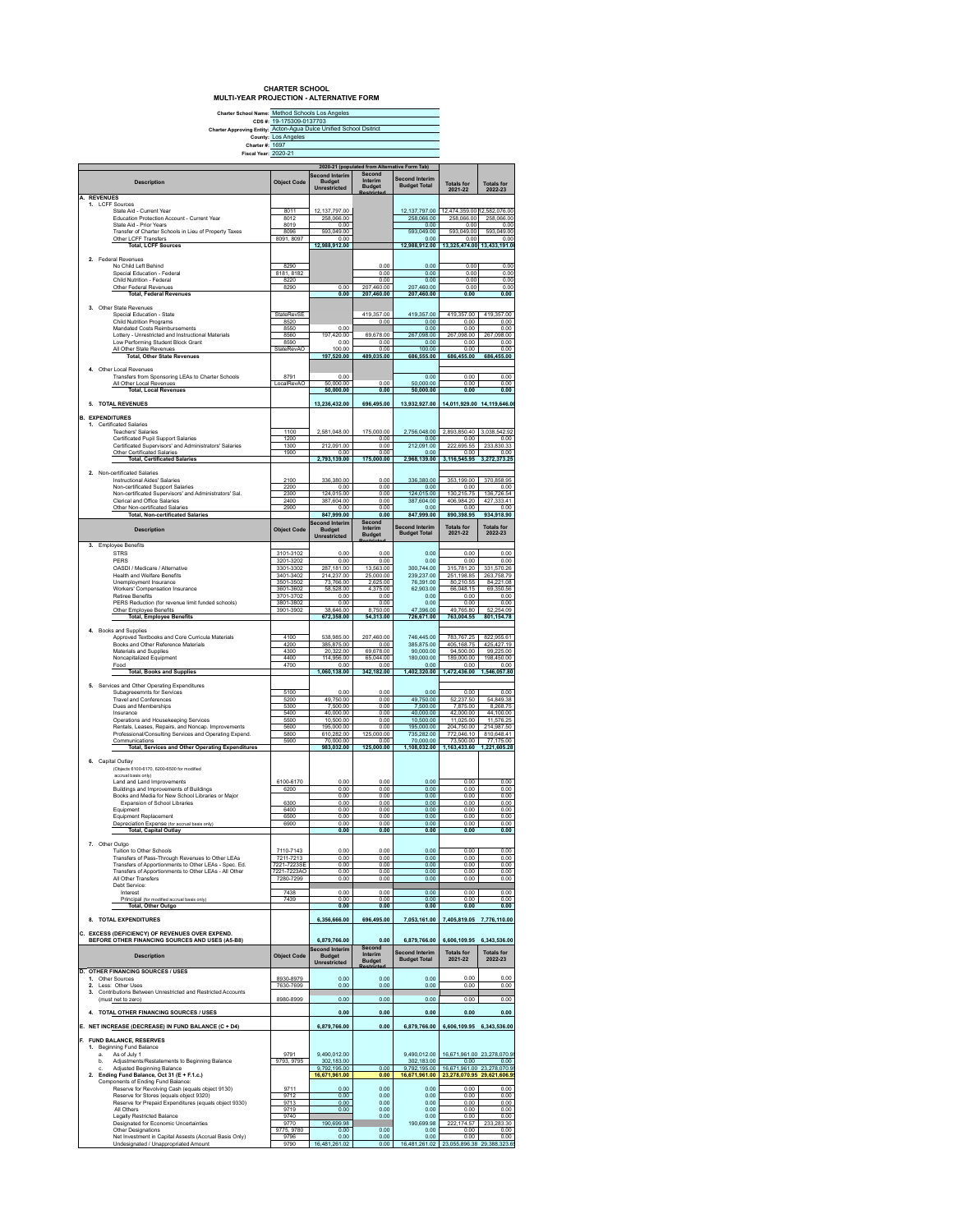# CHARTER SCHOOL
## MULTI-YEAR PROJECTION - ALTERNATIVE FORM

Charter School Name: Method Schools Los Angeles
CDS #: 19-175309-0137703
Charter Approving Entity: Acton-Agua Dulce Unified School Dsitrict
County: Los Angeles
Charter #: 1697
Fiscal Year: 2020-21

| Description | Object Code | Second Interim Budget Unrestricted | Second Interim Budget Restricted | Second Interim Budget Total | Totals for 2021-22 | Totals for 2022-23 |
|---|---|---|---|---|---|---|
| | | 2020-21 (populated from Alternative Form Tab) | | | | |
| **A. REVENUES** | | | | | | |
| 1. LCFF Sources | | | | | | |
| State Aid - Current Year | 8011 | 12,137,797.00 | | 12,137,797.00 | 12,474,359.00 | 12,582,076.00 |
| Education Protection Account - Current Year | 8012 | 258,066.00 | | 258,066.00 | 258,066.00 | 258,066.00 |
| State Aid - Prior Years | 8019 | 0.00 | | 0.00 | 0.00 | 0.00 |
| Transfer of Charter Schools in Lieu of Property Taxes | 8096 | 593,049.00 | | 593,049.00 | 593,049.00 | 593,049.00 |
| Other LCFF Transfers | 8091, 8097 | 0.00 | | 0.00 | 0.00 | 0.00 |
| **Total, LCFF Sources** | | 12,988,912.00 | | 12,988,912.00 | 13,325,474.00 | 13,433,191.00 |
| 2. Federal Revenues | | | | | | |
| No Child Left Behind | 8290 | | 0.00 | 0.00 | 0.00 | 0.00 |
| Special Education - Federal | 8181, 8182 | | 0.00 | 0.00 | 0.00 | 0.00 |
| Child Nutrition - Federal | 8220 | | 0.00 | 0.00 | 0.00 | 0.00 |
| Other Federal Revenues | 8290 | 0.00 | 207,460.00 | 207,460.00 | 0.00 | 0.00 |
| **Total, Federal Revenues** | | 0.00 | 207,460.00 | 207,460.00 | 0.00 | 0.00 |
| 3. Other State Revenues | | | | | | |
| Special Education - State | StateRevSE | | 419,357.00 | 419,357.00 | 419,357.00 | 419,357.00 |
| Child Nutrition Programs | 8520 | | 0.00 | 0.00 | 0.00 | 0.00 |
| Mandated Costs Reimbursements | 8550 | 0.00 | | 0.00 | 0.00 | 0.00 |
| Lottery - Unrestricted and Instructional Materials | 8560 | 197,420.00 | 69,678.00 | 267,098.00 | 267,098.00 | 267,098.00 |
| Low Performing Student Block Grant | 8590 | 0.00 | 0.00 | 0.00 | 0.00 | 0.00 |
| All Other State Revenues | StateRevAO | 100.00 | 0.00 | 100.00 | 0.00 | 0.00 |
| **Total, Other State Revenues** | | 197,520.00 | 489,035.00 | 686,555.00 | 686,455.00 | 686,455.00 |
| 4. Other Local Revenues | | | | | | |
| Transfers from Sponsoring LEAs to Charter Schools | 8791 | 0.00 | | 0.00 | 0.00 | 0.00 |
| All Other Local Revenues | LocalRevAO | 50,000.00 | 0.00 | 50,000.00 | 0.00 | 0.00 |
| **Total, Local Revenues** | | 50,000.00 | 0.00 | 50,000.00 | 0.00 | 0.00 |
| **5. TOTAL REVENUES** | | 13,236,432.00 | 696,495.00 | 13,932,927.00 | 14,011,929.00 | 14,119,646.00 |
| **B. EXPENDITURES** | | | | | | |
| 1. Certificated Salaries | | | | | | |
| Teachers' Salaries | 1100 | 2,581,048.00 | 175,000.00 | 2,756,048.00 | 2,893,850.40 | 3,038,542.92 |
| Certificated Pupil Support Salaries | 1200 | | 0.00 | 0.00 | 0.00 | 0.00 |
| Certificated Supervisors' and Administrators' Salaries | 1300 | 212,091.00 | 0.00 | 212,091.00 | 222,695.55 | 233,830.33 |
| Other Certificated Salaries | 1900 | 0.00 | 0.00 | 0.00 | 0.00 | 0.00 |
| **Total, Certificated Salaries** | | 2,793,139.00 | 175,000.00 | 2,968,139.00 | 3,116,545.95 | 3,272,373.25 |
| 2. Non-certificated Salaries | | | | | | |
| Instructional Aides' Salaries | 2100 | 336,380.00 | 0.00 | 336,380.00 | 353,199.00 | 370,858.95 |
| Non-certificated Support Salaries | 2200 | 0.00 | 0.00 | 0.00 | 0.00 | 0.00 |
| Non-certificated Supervisors' and Administrators' Sal. | 2300 | 124,015.00 | 0.00 | 124,015.00 | 130,215.75 | 136,726.54 |
| Clerical and Office Salaries | 2400 | 387,604.00 | 0.00 | 387,604.00 | 406,984.20 | 427,333.41 |
| Other Non-certificated Salaries | 2900 | 0.00 | 0.00 | 0.00 | 0.00 | 0.00 |
| **Total, Non-certificated Salaries** | | 847,999.00 | 0.00 | 847,999.00 | 890,398.95 | 934,918.90 |
| 3. Employee Benefits | | | | | | |
| STRS | 3101-3102 | 0.00 | 0.00 | 0.00 | 0.00 | 0.00 |
| PERS | 3201-3202 | 0.00 | 0.00 | 0.00 | 0.00 | 0.00 |
| OASDI / Medicare / Alternative | 3301-3302 | 287,181.00 | 13,563.00 | 300,744.00 | 315,781.20 | 331,570.26 |
| Health and Welfare Benefits | 3401-3402 | 214,237.00 | 25,000.00 | 239,237.00 | 251,198.85 | 263,758.79 |
| Unemployment Insurance | 3501-3502 | 73,766.00 | 2,625.00 | 76,391.00 | 80,210.55 | 84,221.08 |
| Workers' Compensation Insurance | 3601-3602 | 58,528.00 | 4,375.00 | 62,903.00 | 66,048.15 | 69,350.56 |
| Retiree Benefits | 3701-3702 | 0.00 | 0.00 | 0.00 | 0.00 | 0.00 |
| PERS Reduction (for revenue limit funded schools) | 3801-3802 | 0.00 | 0.00 | 0.00 | 0.00 | 0.00 |
| Other Employee Benefits | 3901-3902 | 38,646.00 | 8,750.00 | 47,396.00 | 49,765.80 | 52,254.09 |
| **Total, Employee Benefits** | | 672,358.00 | 54,313.00 | 726,671.00 | 763,004.55 | 801,154.78 |
| 4. Books and Supplies | | | | | | |
| Approved Textbooks and Core Curricula Materials | 4100 | 538,985.00 | 207,460.00 | 746,445.00 | 783,767.25 | 822,955.61 |
| Books and Other Reference Materials | 4200 | 385,875.00 | 0.00 | 385,875.00 | 405,168.75 | 425,427.19 |
| Materials and Supplies | 4300 | 20,322.00 | 69,678.00 | 90,000.00 | 94,500.00 | 99,225.00 |
| Noncapitalized Equipment | 4400 | 114,956.00 | 65,044.00 | 180,000.00 | 189,000.00 | 198,450.00 |
| Food | 4700 | 0.00 | 0.00 | 0.00 | 0.00 | 0.00 |
| **Total, Books and Supplies** | | 1,060,138.00 | 342,182.00 | 1,402,320.00 | 1,472,436.00 | 1,546,057.80 |
| 5. Services and Other Operating Expenditures | | | | | | |
| Subagreeemnts for Services | 5100 | 0.00 | 0.00 | 0.00 | 0.00 | 0.00 |
| Travel and Conferences | 5200 | 49,750.00 | 0.00 | 49,750.00 | 52,237.50 | 54,849.38 |
| Dues and Memberships | 5300 | 7,500.00 | 0.00 | 7,500.00 | 7,875.00 | 8,268.75 |
| Insurance | 5400 | 40,000.00 | 0.00 | 40,000.00 | 42,000.00 | 44,100.00 |
| Operations and Housekeeping Services | 5500 | 10,500.00 | 0.00 | 10,500.00 | 11,025.00 | 11,576.25 |
| Rentals, Leases, Repairs, and Noncap. Improvements | 5600 | 195,000.00 | 0.00 | 195,000.00 | 204,750.00 | 214,987.50 |
| Professional/Consulting Services and Operating Expend. | 5800 | 610,282.00 | 125,000.00 | 735,282.00 | 772,046.10 | 810,648.41 |
| Communications | 5900 | 70,000.00 | 0.00 | 70,000.00 | 73,500.00 | 77,175.00 |
| **Total, Services and Other Operating Expenditures** | | 983,032.00 | 125,000.00 | 1,108,032.00 | 1,163,433.60 | 1,221,605.28 |
| 6. Capital Outlay (Objects 6100-6170, 6200-6500 for modified accrual basis only) | | | | | | |
| Land and Land Improvements | 6100-6170 | 0.00 | 0.00 | 0.00 | 0.00 | 0.00 |
| Buildings and Improvements of Buildings | 6200 | 0.00 | 0.00 | 0.00 | 0.00 | 0.00 |
| Books and Media for New School Libraries or Major Expansion of School Libraries | 6300 | 0.00 | 0.00 | 0.00 | 0.00 | 0.00 |
| Equipment | 6400 | 0.00 | 0.00 | 0.00 | 0.00 | 0.00 |
| Equipment Replacement | 6500 | 0.00 | 0.00 | 0.00 | 0.00 | 0.00 |
| Depreciation Expense (for accrual basis only) | 6900 | 0.00 | 0.00 | 0.00 | 0.00 | 0.00 |
| **Total, Capital Outlay** | | 0.00 | 0.00 | 0.00 | 0.00 | 0.00 |
| 7. Other Outgo | | | | | | |
| Tuition to Other Schools | 7110-7143 | 0.00 | 0.00 | 0.00 | 0.00 | 0.00 |
| Transfers of Pass-Through Revenues to Other LEAs | 7211-7213 | 0.00 | 0.00 | 0.00 | 0.00 | 0.00 |
| Transfers of Apportionments to Other LEAs - Spec. Ed. | 7221-7223SE | 0.00 | 0.00 | 0.00 | 0.00 | 0.00 |
| Transfers of Apportionments to Other LEAs - All Other | 7221-7223AO | 0.00 | 0.00 | 0.00 | 0.00 | 0.00 |
| All Other Transfers | 7280-7299 | 0.00 | 0.00 | 0.00 | 0.00 | 0.00 |
| Debt Service: | | | | | | |
| Interest | 7438 | 0.00 | 0.00 | 0.00 | 0.00 | 0.00 |
| Principal (for modified accrual basis only) | 7439 | 0.00 | 0.00 | 0.00 | 0.00 | 0.00 |
| **Total, Other Outgo** | | 0.00 | 0.00 | 0.00 | 0.00 | 0.00 |
| **8. TOTAL EXPENDITURES** | | 6,356,666.00 | 696,495.00 | 7,053,161.00 | 7,405,819.05 | 7,776,110.00 |
| **C. EXCESS (DEFICIENCY) OF REVENUES OVER EXPEND. BEFORE OTHER FINANCING SOURCES AND USES (A5-B8)** | | 6,879,766.00 | 0.00 | 6,879,766.00 | 6,606,109.95 | 6,343,536.00 |
| **D. OTHER FINANCING SOURCES / USES** | | | | | | |
| 1. Other Sources | 8930-8979 | 0.00 | 0.00 | 0.00 | 0.00 | 0.00 |
| 2. Less: Other Uses | 7630-7699 | 0.00 | 0.00 | 0.00 | 0.00 | 0.00 |
| 3. Contributions Between Unrestricted and Restricted Accounts (must net to zero) | 8980-8999 | 0.00 | 0.00 | 0.00 | 0.00 | 0.00 |
| **4. TOTAL OTHER FINANCING SOURCES / USES** | | 0.00 | 0.00 | 0.00 | 0.00 | 0.00 |
| **E. NET INCREASE (DECREASE) IN FUND BALANCE (C + D4)** | | 6,879,766.00 | 0.00 | 6,879,766.00 | 6,606,109.95 | 6,343,536.00 |
| **F. FUND BALANCE, RESERVES** | | | | | | |
| 1. Beginning Fund Balance | | | | | | |
| a. As of July 1 | 9791 | 9,490,012.00 | | 9,490,012.00 | 16,671,961.00 | 23,278,070.95 |
| b. Adjustments/Restatements to Beginning Balance | 9793, 9795 | 302,183.00 | | 302,183.00 | 0.00 | 0.00 |
| c. Adjusted Beginning Balance | | 9,792,195.00 | 0.00 | 9,792,195.00 | 16,671,961.00 | 23,278,070.95 |
| 2. Ending Fund Balance, Oct 31 (E + F.1.c.) | | 16,671,961.00 | 0.00 | 16,671,961.00 | 23,278,070.95 | 29,621,606.95 |
| Components of Ending Fund Balance: | | | | | | |
| Reserve for Revolving Cash (equals object 9130) | 9711 | 0.00 | 0.00 | 0.00 | 0.00 | 0.00 |
| Reserve for Stores (equals object 9320) | 9712 | 0.00 | 0.00 | 0.00 | 0.00 | 0.00 |
| Reserve for Prepaid Expenditures (equals object 9330) | 9713 | 0.00 | 0.00 | 0.00 | 0.00 | 0.00 |
| All Others | 9719 | 0.00 | 0.00 | 0.00 | 0.00 | 0.00 |
| Legally Restricted Balance | 9740 | | 0.00 | 0.00 | 0.00 | 0.00 |
| Designated for Economic Uncertainties | 9770 | 190,699.98 | | 190,699.98 | 222,174.57 | 233,283.30 |
| Other Designations | 9775, 9780 | 0.00 | 0.00 | 0.00 | 0.00 | 0.00 |
| Net Investment in Capital Assets (Accrual Basis Only) | 9796 | 0.00 | 0.00 | 0.00 | 0.00 | 0.00 |
| Undesignated / Unappropriated Amount | 9790 | 16,481,261.02 | 0.00 | 16,481,261.02 | 23,055,896.38 | 29,388,323.65 |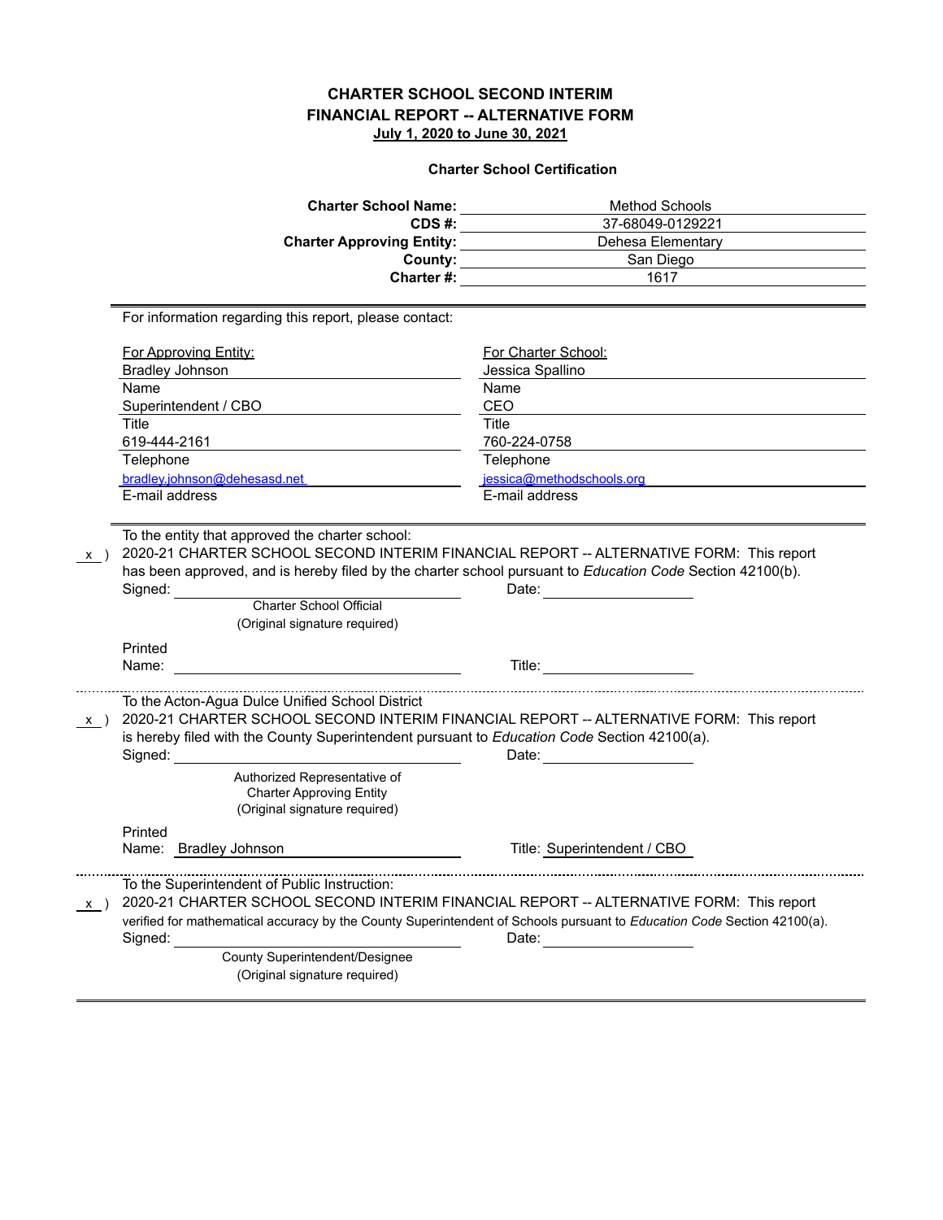# CHARTER SCHOOL SECOND INTERIM FINANCIAL REPORT -- ALTERNATIVE FORM

**July 1, 2020 to June 30, 2021**

### Charter School Certification

| | |
|---|---|
| **Charter School Name:** | Method Schools |
| **CDS #:** | 37-68049-0129221 |
| **Charter Approving Entity:** | Dehesa Elementary |
| **County:** | San Diego |
| **Charter #:** | 1617 |

For information regarding this report, please contact:

| For Approving Entity: | For Charter School: |
|---|---|
| Bradley Johnson | Jessica Spallino |
| Name | Name |
| Superintendent / CBO | CEO |
| Title | Title |
| 619-444-2161 | 760-224-0758 |
| Telephone | Telephone |
| bradley.johnson@dehesasd.net | jessica@methodschools.org |
| E-mail address | E-mail address |

To the entity that approved the charter school:

x ) 2020-21 CHARTER SCHOOL SECOND INTERIM FINANCIAL REPORT -- ALTERNATIVE FORM: This report has been approved, and is hereby filed by the charter school pursuant to *Education Code* Section 42100(b).

Signed: ____________________ Date: ____________________

Charter School Official
(Original signature required)

Printed Name: ____________________ Title: ____________________

---

To the Acton-Agua Dulce Unified School District

x ) 2020-21 CHARTER SCHOOL SECOND INTERIM FINANCIAL REPORT -- ALTERNATIVE FORM: This report is hereby filed with the County Superintendent pursuant to *Education Code* Section 42100(a).

Signed: ____________________ Date: ____________________

Authorized Representative of
Charter Approving Entity
(Original signature required)

Printed Name: Bradley Johnson Title: Superintendent / CBO

---

To the Superintendent of Public Instruction:

x ) 2020-21 CHARTER SCHOOL SECOND INTERIM FINANCIAL REPORT -- ALTERNATIVE FORM: This report verified for mathematical accuracy by the County Superintendent of Schools pursuant to *Education Code* Section 42100(a).

Signed: ____________________ Date: ____________________

County Superintendent/Designee
(Original signature required)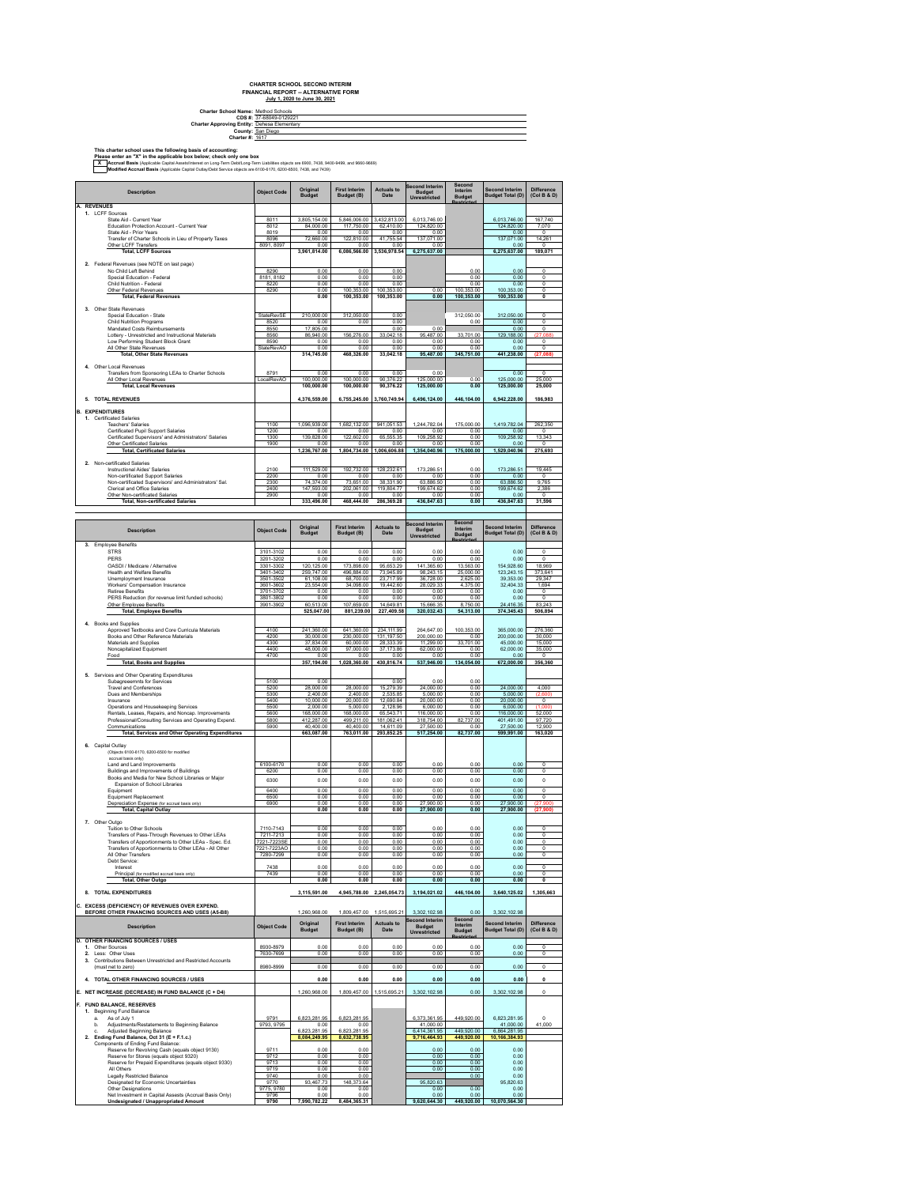# CHARTER SCHOOL SECOND INTERIM FINANCIAL REPORT -- ALTERNATIVE FORM

**July 1, 2020 to June 30, 2021**

**Charter School Name:** Method Schools
**CDS #:** 37-68049-0129221
**Charter Approving Entity:** Dehesa Elementary
**County:** San Diego
**Charter #:** 1617

**This charter school uses the following basis of accounting:**
**Please enter an "X" in the applicable box below; check only one box**

X **Accrual Basis** (Applicable Capital Assets/Interest on Long-Term Debt/Long-Term Liabilities objects are 6900, 7438, 9400-9499, and 9660-9669)
**Modified Accrual Basis** (Applicable Capital Outlay/Debt Service objects are 6100-6170, 6200-6500, 7438, and 7439)

| Description | Object Code | Original Budget | First Interim Budget (B) | Actuals to Date | Second Interim Budget Unrestricted | Second Interim Budget Restricted | Second Interim Budget Total (D) | Difference (Col B & D) |
|---|---|---|---|---|---|---|---|---|
| **A. REVENUES** | | | | | | | | |
| **1. LCFF Sources** | | | | | | | | |
| State Aid - Current Year | 8011 | 3,805,154.00 | 5,846,006.00 | 3,432,813.00 | 6,013,746.00 | | 6,013,746.00 | 167,740 |
| Education Protection Account - Current Year | 8012 | 84,000.00 | 117,750.00 | 62,410.00 | 124,820.00 | | 124,820.00 | 7,070 |
| State Aid - Prior Years | 8019 | 0.00 | 0.00 | 0.00 | 0.00 | | 0.00 | 0 |
| Transfer of Charter Schools in Lieu of Property Taxes | 8096 | 72,660.00 | 122,810.00 | 41,755.54 | 137,071.00 | | 137,071.00 | 14,261 |
| Other LCFF Transfers | 8091, 8097 | 0.00 | 0.00 | 0.00 | 0.00 | | 0.00 | 0 |
| **Total, LCFF Sources** | | **3,961,814.00** | **6,086,566.00** | **3,536,978.54** | **6,275,637.00** | | **6,275,637.00** | **189,071** |
| **2. Federal Revenues (see NOTE on last page)** | | | | | | | | |
| No Child Left Behind | 8290 | 0.00 | 0.00 | 0.00 | | 0.00 | 0.00 | 0 |
| Special Education - Federal | 8181, 8182 | 0.00 | 0.00 | 0.00 | | 0.00 | 0.00 | 0 |
| Child Nutrition - Federal | 8220 | 0.00 | 0.00 | 0.00 | | 0.00 | 0.00 | 0 |
| Other Federal Revenues | 8290 | 0.00 | 100,353.00 | 100,353.00 | 0.00 | 100,353.00 | 100,353.00 | 0 |
| **Total, Federal Revenues** | | **0.00** | **100,353.00** | **100,353.00** | **0.00** | **100,353.00** | **100,353.00** | **0** |
| **3. Other State Revenues** | | | | | | | | |
| Special Education - State | StateRevSE | 210,000.00 | 312,050.00 | 0.00 | | 312,050.00 | 312,050.00 | 0 |
| Child Nutrition Programs | 8520 | 0.00 | 0.00 | 0.00 | | 0.00 | 0.00 | 0 |
| Mandated Costs Reimbursements | 8550 | 17,805.00 | | 0.00 | 0.00 | | 0.00 | 0 |
| Lottery - Unrestricted and Instructional Materials | 8560 | 86,940.00 | 156,276.00 | 33,042.18 | 95,487.00 | 33,701.00 | 129,188.00 | (27,088) |
| Low Performing Student Block Grant | 8590 | 0.00 | 0.00 | 0.00 | 0.00 | 0.00 | 0.00 | 0 |
| All Other State Revenues | StateRevAO | 0.00 | 0.00 | 0.00 | 0.00 | 0.00 | 0.00 | 0 |
| **Total, Other State Revenues** | | **314,745.00** | **468,326.00** | **33,042.18** | **95,487.00** | **345,751.00** | **441,238.00** | **(27,088)** |
| **4. Other Local Revenues** | | | | | | | | |
| Transfers from Sponsoring LEAs to Charter Schools | 8791 | 0.00 | 0.00 | 0.00 | 0.00 | | 0.00 | 0 |
| All Other Local Revenues | LocalRevAO | 100,000.00 | 100,000.00 | 90,376.22 | 125,000.00 | 0.00 | 125,000.00 | 25,000 |
| **Total, Local Revenues** | | **100,000.00** | **100,000.00** | **90,376.22** | **125,000.00** | **0.00** | **125,000.00** | **25,000** |
| **5. TOTAL REVENUES** | | **4,376,559.00** | **6,755,245.00** | **3,760,749.94** | **6,496,124.00** | **446,104.00** | **6,942,228.00** | **186,983** |
| **B. EXPENDITURES** | | | | | | | | |
| **1. Certificated Salaries** | | | | | | | | |
| Teachers' Salaries | 1100 | 1,096,939.00 | 1,682,132.00 | 941,051.53 | 1,244,782.04 | 175,000.00 | 1,419,782.04 | 262,350 |
| Certificated Pupil Support Salaries | 1200 | 0.00 | 0.00 | 0.00 | 0.00 | 0.00 | 0.00 | 0 |
| Certificated Supervisors' and Administrators' Salaries | 1300 | 139,828.00 | 122,602.00 | 65,555.35 | 109,258.92 | 0.00 | 109,258.92 | 13,343 |
| Other Certificated Salaries | 1900 | 0.00 | 0.00 | 0.00 | 0.00 | 0.00 | 0.00 | 0 |
| **Total, Certificated Salaries** | | **1,236,767.00** | **1,804,734.00** | **1,006,606.88** | **1,354,040.96** | **175,000.00** | **1,529,040.96** | **275,693** |
| **2. Non-certificated Salaries** | | | | | | | | |
| Instructional Aides' Salaries | 2100 | 111,529.00 | 192,732.00 | 128,232.61 | 173,286.51 | 0.00 | 173,286.51 | 19,445 |
| Non-certificated Support Salaries | 2200 | 0.00 | 0.00 | 0.00 | 0.00 | 0.00 | 0.00 | 0 |
| Non-certificated Supervisors' and Administrators' Sal. | 2300 | 74,374.00 | 73,651.00 | 38,331.90 | 63,886.50 | 0.00 | 63,886.50 | 9,765 |
| Clerical and Office Salaries | 2400 | 147,593.00 | 202,061.00 | 119,804.77 | 199,674.62 | 0.00 | 199,674.62 | 2,386 |
| Other Non-certificated Salaries | 2900 | 0.00 | 0.00 | 0.00 | 0.00 | 0.00 | 0.00 | 0 |
| **Total, Non-certificated Salaries** | | **333,496.00** | **468,444.00** | **286,369.28** | **436,847.63** | **0.00** | **436,847.63** | **31,596** |
| **3. Employee Benefits** | | | | | | | | |
| STRS | 3101-3102 | 0.00 | 0.00 | 0.00 | 0.00 | 0.00 | 0.00 | 0 |
| PERS | 3201-3202 | 0.00 | 0.00 | 0.00 | 0.00 | 0.00 | 0.00 | 0 |
| OASDI / Medicare / Alternative | 3301-3302 | 120,125.00 | 173,898.00 | 95,653.29 | 141,365.60 | 13,563.00 | 154,928.60 | 18,969 |
| Health and Welfare Benefits | 3401-3402 | 259,747.00 | 496,884.00 | 73,945.89 | 98,243.15 | 25,000.00 | 123,243.15 | 373,641 |
| Unemployment Insurance | 3501-3502 | 61,108.00 | 68,700.00 | 23,717.99 | 36,728.00 | 2,625.00 | 39,353.00 | 29,347 |
| Workers' Compensation Insurance | 3601-3602 | 23,554.00 | 34,098.00 | 19,442.80 | 28,029.33 | 4,375.00 | 32,404.33 | 1,694 |
| Retiree Benefits | 3701-3702 | 0.00 | 0.00 | 0.00 | 0.00 | 0.00 | 0.00 | 0 |
| PERS Reduction (for revenue limit funded schools) | 3801-3802 | 0.00 | 0.00 | 0.00 | 0.00 | 0.00 | 0.00 | 0 |
| Other Employee Benefits | 3901-3902 | 60,513.00 | 107,659.00 | 14,649.61 | 15,666.35 | 8,750.00 | 24,416.35 | 83,243 |
| **Total, Employee Benefits** | | **525,047.00** | **881,239.00** | **227,409.58** | **320,032.43** | **54,313.00** | **374,345.43** | **506,894** |
| **4. Books and Supplies** | | | | | | | | |
| Approved Textbooks and Core Curricula Materials | 4100 | 241,360.00 | 641,360.00 | 234,111.99 | 264,647.00 | 100,353.00 | 365,000.00 | 276,360 |
| Books and Other Reference Materials | 4200 | 30,000.00 | 230,000.00 | 131,197.50 | 200,000.00 | 0.00 | 200,000.00 | 30,000 |
| Materials and Supplies | 4300 | 37,834.00 | 60,000.00 | 28,333.39 | 11,299.00 | 33,701.00 | 45,000.00 | 15,000 |
| Noncapitalized Equipment | 4400 | 48,000.00 | 97,000.00 | 37,173.86 | 62,000.00 | 0.00 | 62,000.00 | 35,000 |
| Food | 4700 | 0.00 | 0.00 | 0.00 | 0.00 | 0.00 | 0.00 | 0 |
| **Total, Books and Supplies** | | **357,194.00** | **1,028,360.00** | **430,816.74** | **537,946.00** | **134,054.00** | **672,000.00** | **356,360** |
| **5. Services and Other Operating Expenditures** | | | | | | | | |
| Subagreeemnts for Services | 5100 | 0.00 | | 0.00 | 0.00 | 0.00 | | |
| Travel and Conferences | 5200 | 28,000.00 | 28,000.00 | 15,279.39 | 24,000.00 | 0.00 | 24,000.00 | 4,000 |
| Dues and Memberships | 5300 | 2,400.00 | 2,400.00 | 2,535.85 | 5,000.00 | 0.00 | 5,000.00 | (2,600) |
| Insurance | 5400 | 10,000.00 | 20,000.00 | 12,690.84 | 20,000.00 | 0.00 | 20,000.00 | 0 |
| Operations and Housekeeping Services | 5500 | 2,000.00 | 5,000.00 | 2,128.96 | 6,000.00 | 0.00 | 6,000.00 | (1,000) |
| Rentals, Leases, Repairs, and Noncap. Improvements | 5600 | 168,000.00 | 168,000.00 | 65,543.71 | 116,000.00 | 0.00 | 116,000.00 | 52,000 |
| Professional/Consulting Services and Operating Expend. | 5800 | 412,287.00 | 499,211.00 | 181,062.41 | 318,754.00 | 82,737.00 | 401,491.00 | 97,720 |
| Communications | 5900 | 40,400.00 | 40,400.00 | 14,611.09 | 27,500.00 | 0.00 | 27,500.00 | 12,900 |
| **Total, Services and Other Operating Expenditures** | | **663,087.00** | **763,011.00** | **293,852.25** | **517,254.00** | **82,737.00** | **599,991.00** | **163,020** |
| **6. Capital Outlay** (Objects 6100-6170, 6200-6500 for modified accrual basis only) | | | | | | | | |
| Land and Land Improvements | 6100-6170 | 0.00 | 0.00 | 0.00 | 0.00 | 0.00 | 0.00 | 0 |
| Buildings and Improvements of Buildings | 6200 | 0.00 | 0.00 | 0.00 | 0.00 | 0.00 | 0.00 | 0 |
| Books and Media for New School Libraries or Major Expansion of School Libraries | 6300 | 0.00 | 0.00 | 0.00 | 0.00 | 0.00 | 0.00 | 0 |
| Equipment | 6400 | 0.00 | 0.00 | 0.00 | 0.00 | 0.00 | 0.00 | 0 |
| Equipment Replacement | 6500 | 0.00 | 0.00 | 0.00 | 0.00 | 0.00 | 0.00 | 0 |
| Depreciation Expense (for accrual basis only) | 6900 | 0.00 | 0.00 | 0.00 | 27,900.00 | 0.00 | 27,900.00 | (27,900) |
| **Total, Capital Outlay** | | **0.00** | **0.00** | **0.00** | **27,900.00** | **0.00** | **27,900.00** | **(27,900)** |
| **7. Other Outgo** | | | | | | | | |
| Tuition to Other Schools | 7110-7143 | 0.00 | 0.00 | 0.00 | 0.00 | 0.00 | 0.00 | 0 |
| Transfers of Pass-Through Revenues to Other LEAs | 7211-7213 | 0.00 | 0.00 | 0.00 | 0.00 | 0.00 | 0.00 | 0 |
| Transfers of Apportionments to Other LEAs - Spec. Ed. | 7221-7223SE | 0.00 | 0.00 | 0.00 | 0.00 | 0.00 | 0.00 | 0 |
| Transfers of Apportionments to Other LEAs - All Other | 7221-7223AO | 0.00 | 0.00 | 0.00 | 0.00 | 0.00 | 0.00 | 0 |
| All Other Transfers | 7280-7299 | 0.00 | 0.00 | 0.00 | 0.00 | 0.00 | 0.00 | 0 |
| Debt Service: | | | | | | | | |
| Interest | 7438 | 0.00 | 0.00 | 0.00 | 0.00 | 0.00 | 0.00 | 0 |
| Principal (for modified accrual basis only) | 7439 | 0.00 | 0.00 | 0.00 | 0.00 | 0.00 | 0.00 | 0 |
| **Total, Other Outgo** | | **0.00** | **0.00** | **0.00** | **0.00** | **0.00** | **0.00** | **0** |
| **8. TOTAL EXPENDITURES** | | **3,115,591.00** | **4,945,788.00** | **2,245,054.73** | **3,194,021.02** | **446,104.00** | **3,640,125.02** | **1,305,663** |
| **C. EXCESS (DEFICIENCY) OF REVENUES OVER EXPEND. BEFORE OTHER FINANCING SOURCES AND USES (A5-B8)** | | 1,260,968.00 | 1,809,457.00 | 1,515,695.21 | 3,302,102.98 | 0.00 | 3,302,102.98 | |
| **D. OTHER FINANCING SOURCES / USES** | | | | | | | | |
| 1. Other Sources | 8930-8979 | 0.00 | 0.00 | 0.00 | 0.00 | 0.00 | 0.00 | 0 |
| 2. Less: Other Uses | 7630-7699 | 0.00 | 0.00 | 0.00 | 0.00 | 0.00 | 0.00 | 0 |
| 3. Contributions Between Unrestricted and Restricted Accounts (must net to zero) | 8980-8999 | 0.00 | 0.00 | 0.00 | 0.00 | 0.00 | 0.00 | 0 |
| **4. TOTAL OTHER FINANCING SOURCES / USES** | | **0.00** | **0.00** | **0.00** | **0.00** | **0.00** | **0.00** | **0** |
| **E. NET INCREASE (DECREASE) IN FUND BALANCE (C + D4)** | | 1,260,968.00 | 1,809,457.00 | 1,515,695.21 | 3,302,102.98 | 0.00 | 3,302,102.98 | 0 |
| **F. FUND BALANCE, RESERVES** | | | | | | | | |
| **1. Beginning Fund Balance** | | | | | | | | |
| a. As of July 1 | 9791 | 6,823,281.95 | 6,823,281.95 | | 6,373,361.95 | 449,920.00 | 6,823,281.95 | 0 |
| b. Adjustments/Restatements to Beginning Balance | 9793, 9795 | 0.00 | 0.00 | | 41,000.00 | | 41,000.00 | 41,000 |
| c. Adjusted Beginning Balance | | 6,823,281.95 | 6,823,281.95 | | 6,414,361.95 | 449,920.00 | 6,864,281.95 | |
| **2. Ending Fund Balance, Oct 31 (E + F.1.c.)** | | **8,084,249.95** | **8,632,738.95** | | **9,716,464.93** | **449,920.00** | **10,166,384.93** | |
| Components of Ending Fund Balance: | | | | | | | | |
| Reserve for Revolving Cash (equals object 9130) | 9711 | 0.00 | 0.00 | | 0.00 | 0.00 | 0.00 | |
| Reserve for Stores (equals object 9320) | 9712 | 0.00 | 0.00 | | 0.00 | 0.00 | 0.00 | |
| Reserve for Prepaid Expenditures (equals object 9330) | 9713 | 0.00 | 0.00 | | 0.00 | 0.00 | 0.00 | |
| All Others | 9719 | 0.00 | 0.00 | | 0.00 | 0.00 | 0.00 | |
| Legally Restricted Balance | 9740 | 0.00 | 0.00 | | | 0.00 | 0.00 | |
| Designated for Economic Uncertainties | 9770 | 93,467.73 | 148,373.64 | | 95,820.63 | | 95,820.63 | |
| Other Designations | 9775, 9780 | 0.00 | 0.00 | | 0.00 | 0.00 | 0.00 | |
| Net Investment in Capital Assests (Accrual Basis Only) | 9796 | 0.00 | 0.00 | | 0.00 | 0.00 | 0.00 | |
| **Undesignated / Unappropriated Amount** | 9790 | **7,990,782.22** | **8,484,365.31** | | **9,620,644.30** | **449,920.00** | **10,070,564.30** | |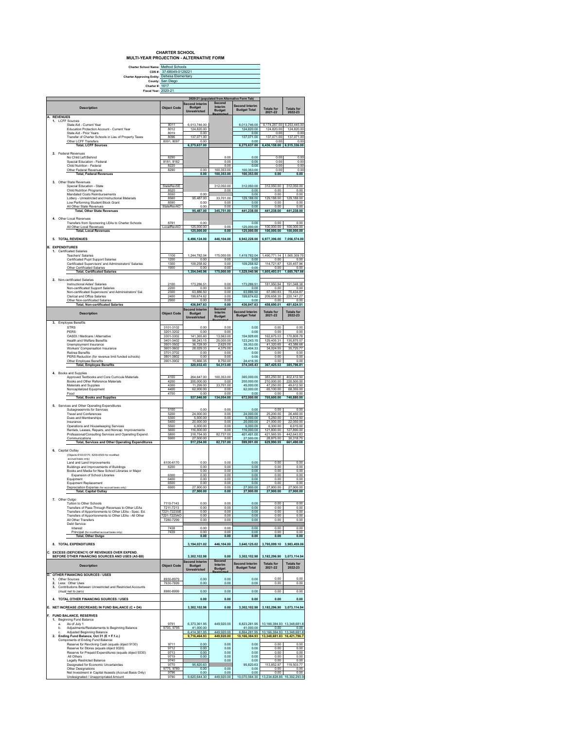# CHARTER SCHOOL
## MULTI-YEAR PROJECTION - ALTERNATIVE FORM

| | |
|---|---|
| Charter School Name: | Method Schools |
| CDS #: | 37-68049-0129221 |
| Charter Approving Entity: | Dehesa Elementary |
| County: | San Diego |
| Charter #: | 1617 |
| Fiscal Year: | 2020-21 |

| Description | Object Code | 2020-21 (populated from Alternative Form Tab) Second Interim Budget Unrestricted | Second Interim Budget Restricted | Second Interim Budget Total | Totals for 2021-22 | Totals for 2022-23 |
|---|---|---|---|---|---|---|
| **A. REVENUES** | | | | | | |
| 1. LCFF Sources | | | | | | |
| State Aid - Current Year | 8011 | 6,013,746.00 | | 6,013,746.00 | 6,174,267.00 | 6,253,445.00 |
| Education Protection Account - Current Year | 8012 | 124,820.00 | | 124,820.00 | 124,820.00 | 124,820.00 |
| State Aid - Prior Years | 8019 | 0.00 | | 0.00 | 0.00 | 0.00 |
| Transfer of Charter Schools in Lieu of Property Taxes | 8096 | 137,071.00 | | 137,071.00 | 137,071.00 | 137,071.00 |
| Other LCFF Transfers | 8091, 8097 | 0.00 | | 0.00 | 0.00 | 0.00 |
| **Total, LCFF Sources** | | 6,275,637.00 | | 6,275,637.00 | 6,436,158.00 | 6,515,336.00 |
| 2. Federal Revenues | | | | | | |
| No Child Left Behind | 8290 | | 0.00 | 0.00 | 0.00 | 0.00 |
| Special Education - Federal | 8181, 8182 | | 0.00 | 0.00 | 0.00 | 0.00 |
| Child Nutrition - Federal | 8220 | | 0.00 | 0.00 | 0.00 | 0.00 |
| Other Federal Revenues | 8290 | 0.00 | 100,353.00 | 100,353.00 | 0.00 | 0.00 |
| **Total, Federal Revenues** | | 0.00 | 100,353.00 | 100,353.00 | 0.00 | 0.00 |
| 3. Other State Revenues | | | | | | |
| Special Education - State | StateRevSE | | 312,050.00 | 312,050.00 | 312,050.00 | 312,050.00 |
| Child Nutrition Programs | 8520 | | 0.00 | 0.00 | 0.00 | 0.00 |
| Mandated Costs Reimbursements | 8550 | 0.00 | | 0.00 | 0.00 | 0.00 |
| Lottery - Unrestricted and Instructional Materials | 8560 | 95,487.00 | 33,701.00 | 129,188.00 | 129,188.00 | 129,188.00 |
| Low Performing Student Block Grant | 8590 | 0.00 | 0.00 | 0.00 | 0.00 | 0.00 |
| All Other State Revenues | StateRevAO | 0.00 | 0.00 | 0.00 | 0.00 | 0.00 |
| **Total, Other State Revenues** | | 95,487.00 | 345,751.00 | 441,238.00 | 441,238.00 | 441,238.00 |
| 4. Other Local Revenues | | | | | | |
| Transfers from Sponsoring LEAs to Charter Schools | 8791 | 0.00 | | 0.00 | 0.00 | 0.00 |
| All Other Local Revenues | LocalRevAO | 125,000.00 | 0.00 | 125,000.00 | 100,000.00 | 100,000.00 |
| **Total, Local Revenues** | | 125,000.00 | 0.00 | 125,000.00 | 100,000.00 | 100,000.00 |
| **5. TOTAL REVENUES** | | 6,496,124.00 | 446,104.00 | 6,942,228.00 | 6,977,396.00 | 7,056,574.00 |
| **B. EXPENDITURES** | | | | | | |
| 1. Certificated Salaries | | | | | | |
| Teachers' Salaries | 1100 | 1,244,782.04 | 175,000.00 | 1,419,782.04 | 1,490,771.14 | 1,565,309.70 |
| Certificated Pupil Support Salaries | 1200 | 0.00 | 0.00 | 0.00 | 0.00 | 0.00 |
| Certificated Supervisors' and Administrators' Salaries | 1300 | 109,258.92 | 0.00 | 109,258.92 | 114,721.87 | 120,457.96 |
| Other Certificated Salaries | 1900 | 0.00 | 0.00 | 0.00 | 0.00 | 0.00 |
| **Total, Certificated Salaries** | | 1,354,040.96 | 175,000.00 | 1,529,040.96 | 1,605,493.01 | 1,685,767.66 |
| 2. Non-certificated Salaries | | | | | | |
| Instructional Aides' Salaries | 2100 | 173,286.51 | 0.00 | 173,286.51 | 181,950.84 | 191,048.38 |
| Non-certificated Support Salaries | 2200 | 0.00 | 0.00 | 0.00 | 0.00 | 0.00 |
| Non-certificated Supervisors' and Administrators' Sal. | 2300 | 63,886.50 | 0.00 | 63,886.50 | 67,080.83 | 70,434.87 |
| Clerical and Office Salaries | 2400 | 199,674.62 | 0.00 | 199,674.62 | 209,658.35 | 220,141.27 |
| Other Non-certificated Salaries | 2900 | 0.00 | 0.00 | 0.00 | 0.00 | 0.00 |
| **Total, Non-certificated Salaries** | | 436,847.63 | 0.00 | 436,847.63 | 458,690.01 | 481,624.51 |
| 3. Employee Benefits | | | | | | |
| STRS | 3101-3102 | 0.00 | 0.00 | 0.00 | 0.00 | 0.00 |
| PERS | 3201-3202 | 0.00 | 0.00 | 0.00 | 0.00 | 0.00 |
| OASDI / Medicare / Alternative | 3301-3302 | 141,365.60 | 13,563.00 | 154,928.60 | 162,675.03 | 170,808.78 |
| Health and Welfare Benefits | 3401-3402 | 98,243.15 | 25,000.00 | 123,243.15 | 129,405.31 | 135,875.57 |
| Unemployment Insurance | 3501-3502 | 36,728.00 | 2,625.00 | 39,353.00 | 41,320.65 | 43,386.68 |
| Workers' Compensation Insurance | 3601-3602 | 28,029.33 | 4,375.00 | 32,404.33 | 34,024.55 | 35,725.77 |
| Retiree Benefits | 3701-3702 | 0.00 | 0.00 | 0.00 | 0.00 | 0.00 |
| PERS Reduction (for revenue limit funded schools) | 3801-3802 | 0.00 | 0.00 | 0.00 | 0.00 | 0.00 |
| Other Employee Benefits | 3901-3902 | 15,666.35 | 8,750.00 | 24,416.35 | 0.00 | 0.00 |
| **Total, Employee Benefits** | | 320,032.43 | 54,313.00 | 374,345.43 | 367,425.53 | 385,796.81 |
| 4. Books and Supplies | | | | | | |
| Approved Textbooks and Core Curricula Materials | 4100 | 264,647.00 | 100,353.00 | 365,000.00 | 383,250.00 | 402,412.50 |
| Books and Other Reference Materials | 4200 | 200,000.00 | 0.00 | 200,000.00 | 210,000.00 | 220,500.00 |
| Materials and Supplies | 4300 | 11,299.00 | 33,701.00 | 45,000.00 | 47,250.00 | 49,612.50 |
| Noncapitalized Equipment | 4400 | 62,000.00 | 0.00 | 62,000.00 | 65,100.00 | 68,355.00 |
| Food | 4700 | 0.00 | 0.00 | 0.00 | 0.00 | 0.00 |
| **Total, Books and Supplies** | | 537,946.00 | 134,054.00 | 672,000.00 | 705,600.00 | 740,880.00 |
| 5. Services and Other Operating Expenditures | | | | | | |
| Subagreemnts for Services | 5100 | 0.00 | 0.00 | 0.00 | 0.00 | 0.00 |
| Travel and Conferences | 5200 | 24,000.00 | 0.00 | 24,000.00 | 25,200.00 | 26,460.00 |
| Dues and Memberships | 5300 | 5,000.00 | 0.00 | 5,000.00 | 5,250.00 | 5,512.50 |
| Insurance | 5400 | 20,000.00 | 0.00 | 20,000.00 | 21,000.00 | 22,050.00 |
| Operations and Housekeeping Services | 5500 | 6,000.00 | 0.00 | 6,000.00 | 6,300.00 | 6,615.00 |
| Rentals, Leases, Repairs, and Noncap. Improvements | 5600 | 116,000.00 | 0.00 | 116,000.00 | 121,800.00 | 127,890.00 |
| Professional/Consulting Services and Operating Expend. | 5800 | 318,754.00 | 82,737.00 | 401,491.00 | 421,565.55 | 442,643.83 |
| Communications | 5900 | 27,500.00 | 0.00 | 27,500.00 | 28,875.00 | 30,318.75 |
| **Total, Services and Other Operating Expenditures** | | 517,254.00 | 82,737.00 | 599,991.00 | 629,990.55 | 661,490.08 |
| 6. Capital Outlay (Objects 6100-6170, 6200-6500 for modified accrual basis only) | | | | | | |
| Land and Land Improvements | 6100-6170 | 0.00 | 0.00 | 0.00 | 0.00 | 0.00 |
| Buildings and Improvements of Buildings | 6200 | 0.00 | 0.00 | 0.00 | 0.00 | 0.00 |
| Books and Media for New School Libraries or Major Expansion of School Libraries | 6300 | 0.00 | 0.00 | 0.00 | 0.00 | 0.00 |
| Equipment | 6400 | 0.00 | 0.00 | 0.00 | 0.00 | 0.00 |
| Equipment Replacement | 6500 | 0.00 | 0.00 | 0.00 | 0.00 | 0.00 |
| Depreciation Expense (for accrual basis only) | 6900 | 27,900.00 | 0.00 | 27,900.00 | 27,900.00 | 27,900.00 |
| **Total, Capital Outlay** | | 27,900.00 | 0.00 | 27,900.00 | 27,900.00 | 27,900.00 |
| 7. Other Outgo | | | | | | |
| Tuition to Other Schools | 7110-7143 | 0.00 | 0.00 | 0.00 | 0.00 | 0.00 |
| Transfers of Pass-Through Revenues to Other LEAs | 7211-7213 | 0.00 | 0.00 | 0.00 | 0.00 | 0.00 |
| Transfers of Apportionments to Other LEAs - Spec. Ed. | 7221-7223SE | 0.00 | 0.00 | 0.00 | 0.00 | 0.00 |
| Transfers of Apportionments to Other LEAs - All Other | 7221-7223AO | 0.00 | 0.00 | 0.00 | 0.00 | 0.00 |
| All Other Transfers | 7280-7299 | 0.00 | 0.00 | 0.00 | 0.00 | 0.00 |
| Debt Service: | | | | | | |
| Interest | 7438 | 0.00 | 0.00 | 0.00 | 0.00 | 0.00 |
| Principal (for modified accrual basis only) | 7439 | 0.00 | 0.00 | 0.00 | 0.00 | 0.00 |
| **Total, Other Outgo** | | 0.00 | 0.00 | 0.00 | 0.00 | 0.00 |
| **8. TOTAL EXPENDITURES** | | 3,194,021.02 | 446,104.00 | 3,640,125.02 | 3,795,099.10 | 3,983,459.06 |
| **C. EXCESS (DEFICIENCY) OF REVENUES OVER EXPEND. BEFORE OTHER FINANCING SOURCES AND USES (A5-B8)** | | 3,302,102.98 | 0.00 | 3,302,102.98 | 3,182,296.90 | 3,073,114.94 |
| **D. OTHER FINANCING SOURCES / USES** | | | | | | |
| 1. Other Sources | 8930-8979 | 0.00 | 0.00 | 0.00 | 0.00 | 0.00 |
| 2. Less: Other Uses | 7630-7699 | 0.00 | 0.00 | 0.00 | 0.00 | 0.00 |
| 3. Contributions Between Unrestricted and Restricted Accounts (must net to zero) | 8980-8999 | 0.00 | 0.00 | 0.00 | 0.00 | 0.00 |
| **4. TOTAL OTHER FINANCING SOURCES / USES** | | 0.00 | 0.00 | 0.00 | 0.00 | 0.00 |
| **E. NET INCREASE (DECREASE) IN FUND BALANCE (C + D4)** | | 3,302,102.98 | 0.00 | 3,302,102.98 | 3,182,296.90 | 3,073,114.94 |
| **F. FUND BALANCE, RESERVES** | | | | | | |
| 1. Beginning Fund Balance | | | | | | |
| a. As of July 1 | 9791 | 6,373,361.95 | 449,920.00 | 6,823,281.95 | 10,166,384.93 | 13,348,681.8 |
| b. Adjustments/Restatements to Beginning Balance | 9793, 9795 | 41,000.00 | | 41,000.00 | 0.00 | 0.00 |
| c. Adjusted Beginning Balance | | 6,414,361.95 | 449,920.00 | 6,864,281.95 | 10,166,384.93 | 13,348,681.8 |
| 2. Ending Fund Balance, Oct 31 (E + F.1.c.) | | 9,716,464.93 | 449,920.00 | 10,166,384.93 | 13,348,681.83 | 16,421,796.7 |
| Components of Ending Fund Balance: | | | | | | |
| Reserve for Revolving Cash (equals object 9130) | 9711 | 0.00 | 0.00 | 0.00 | 0.00 | 0.00 |
| Reserve for Stores (equals object 9320) | 9712 | 0.00 | 0.00 | 0.00 | 0.00 | 0.00 |
| Reserve for Prepaid Expenditures (equals object 9330) | 9713 | 0.00 | 0.00 | 0.00 | 0.00 | 0.00 |
| All Others | 9719 | 0.00 | 0.00 | 0.00 | 0.00 | 0.00 |
| Legally Restricted Balance | 9740 | | 0.00 | 0.00 | 0.00 | 0.00 |
| Designated for Economic Uncertainties | 9770 | 95,820.63 | | 95,820.63 | 113,852.97 | 119,503.77 |
| Other Designations | 9775, 9780 | 0.00 | 0.00 | 0.00 | 0.00 | 0.00 |
| Net Investment in Capital Assets (Accrual Basis Only) | 9796 | 0.00 | 0.00 | 0.00 | 0.00 | 0.00 |
| Undesignated / Unappropriated Amount | 9790 | 9,620,644.30 | 449,920.00 | 10,070,564.30 | 13,234,828.85 | 16,302,293.0 |